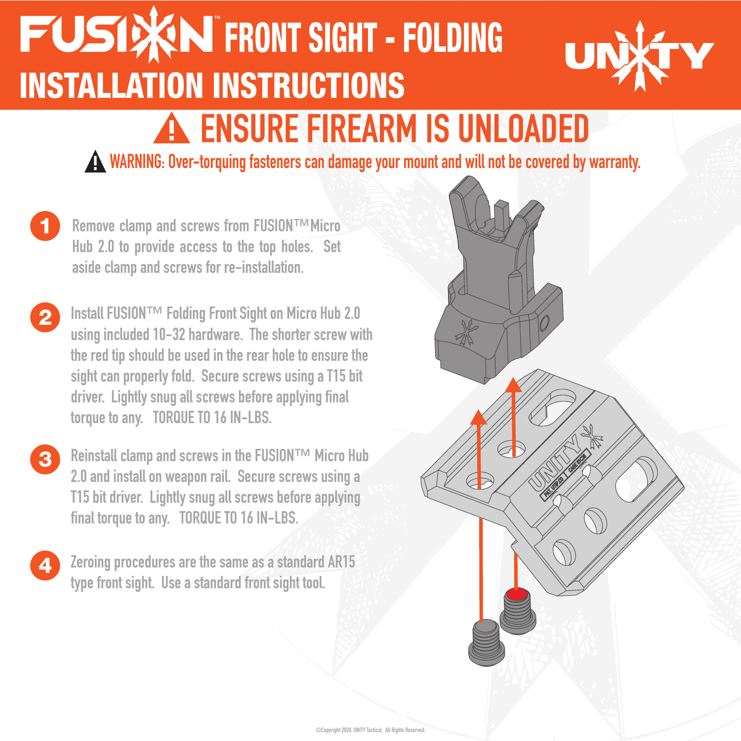# FUSION™ FRONT SIGHT - FOLDING
# INSTALLATION INSTRUCTIONS

UNITY

## ⚠ ENSURE FIREARM IS UNLOADED

⚠ WARNING: Over-torquing fasteners can damage your mount and will not be covered by warranty.

1. Remove clamp and screws from FUSION™ Micro Hub 2.0 to provide access to the top holes. Set aside clamp and screws for re-installation.

2. Install FUSION™ Folding Front Sight on Micro Hub 2.0 using included 10-32 hardware. The shorter screw with the red tip should be used in the rear hole to ensure the sight can properly fold. Secure screws using a T15 bit driver. Lightly snug all screws before applying final torque to any. TORQUE TO 16 IN-LBS.

3. Reinstall clamp and screws in the FUSION™ Micro Hub 2.0 and install on weapon rail. Secure screws using a T15 bit driver. Lightly snug all screws before applying final torque to any. TORQUE TO 16 IN-LBS.

4. Zeroing procedures are the same as a standard AR15 type front sight. Use a standard front sight tool.

©Copyright 2020, UNITY Tactical. All Rights Reserved.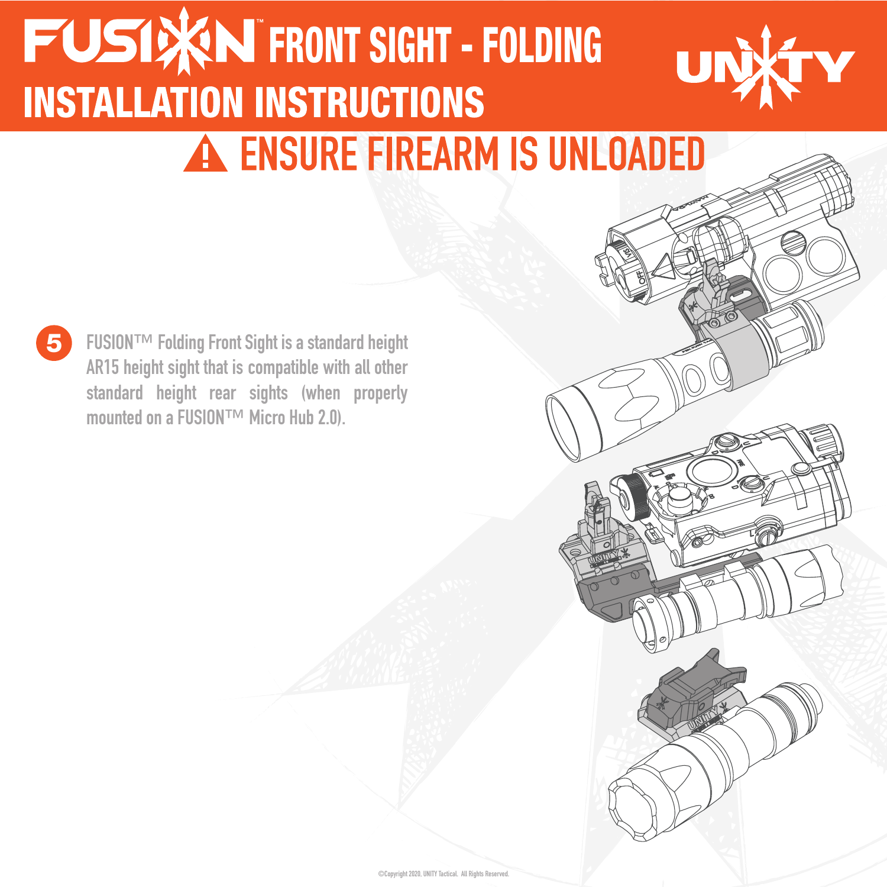# FUSION™ FRONT SIGHT - FOLDING INSTALLATION INSTRUCTIONS

UNITY

## ⚠ ENSURE FIREARM IS UNLOADED

5. FUSION™ Folding Front Sight is a standard height AR15 height sight that is compatible with all other standard height rear sights (when properly mounted on a FUSION™ Micro Hub 2.0).

©Copyright 2020, UNITY Tactical. All Rights Reserved.